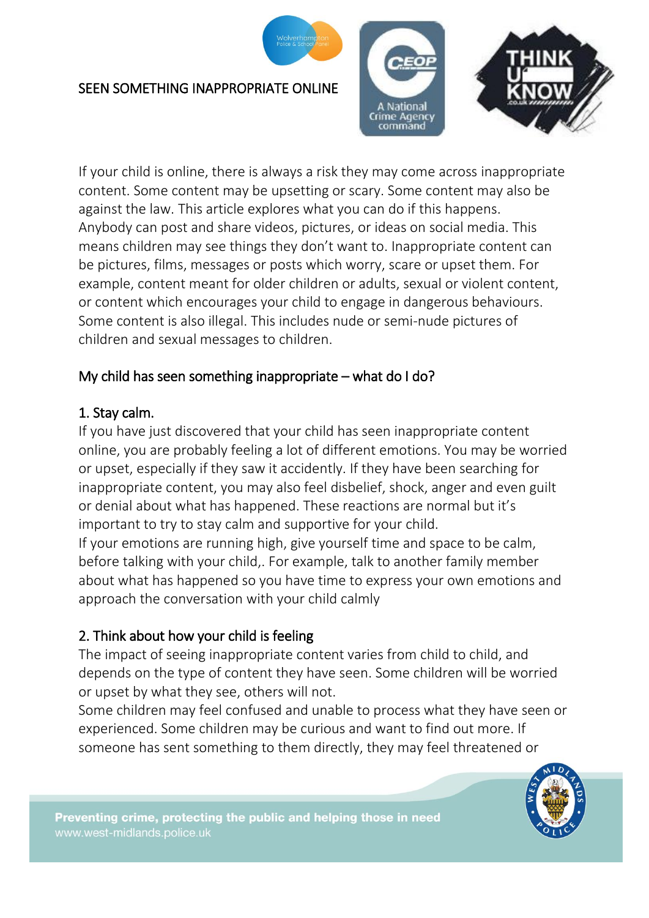# SEEN SOMETHING INAPPROPRIATE ONLINE

If your child is online, there is always a risk they may come across inappropriate content. Some content may be upsetting or scary. Some content may also be against the law. This article explores what you can do if this happens.
Anybody can post and share videos, pictures, or ideas on social media. This means children may see things they don't want to. Inappropriate content can be pictures, films, messages or posts which worry, scare or upset them. For example, content meant for older children or adults, sexual or violent content, or content which encourages your child to engage in dangerous behaviours. Some content is also illegal. This includes nude or semi-nude pictures of children and sexual messages to children.

## My child has seen something inappropriate – what do I do?

### 1. Stay calm.

If you have just discovered that your child has seen inappropriate content online, you are probably feeling a lot of different emotions. You may be worried or upset, especially if they saw it accidently. If they have been searching for inappropriate content, you may also feel disbelief, shock, anger and even guilt or denial about what has happened. These reactions are normal but it's important to try to stay calm and supportive for your child.
If your emotions are running high, give yourself time and space to be calm, before talking with your child,. For example, talk to another family member about what has happened so you have time to express your own emotions and approach the conversation with your child calmly

### 2. Think about how your child is feeling

The impact of seeing inappropriate content varies from child to child, and depends on the type of content they have seen. Some children will be worried or upset by what they see, others will not.
Some children may feel confused and unable to process what they have seen or experienced. Some children may be curious and want to find out more. If someone has sent something to them directly, they may feel threatened or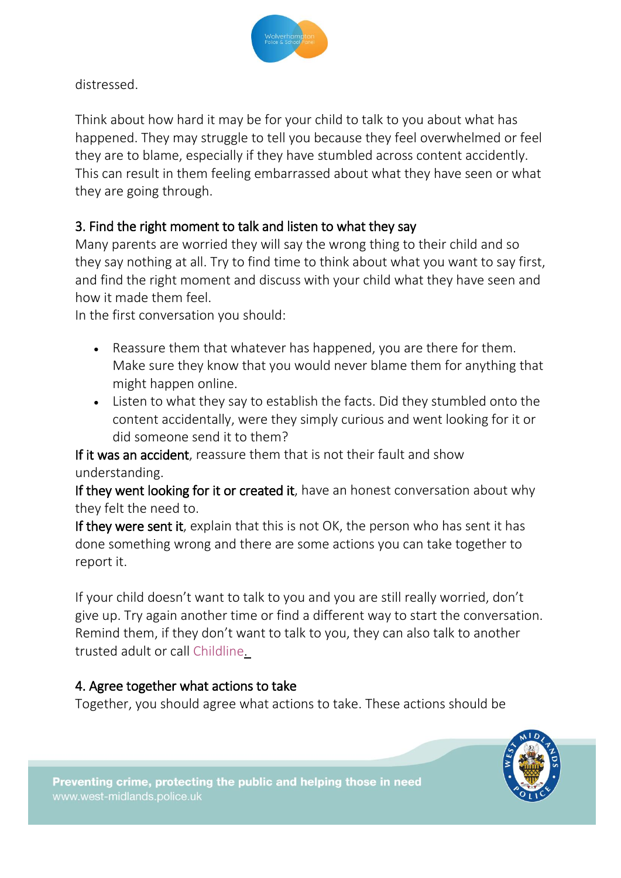distressed.

Think about how hard it may be for your child to talk to you about what has happened. They may struggle to tell you because they feel overwhelmed or feel they are to blame, especially if they have stumbled across content accidently. This can result in them feeling embarrassed about what they have seen or what they are going through.

### 3. Find the right moment to talk and listen to what they say

Many parents are worried they will say the wrong thing to their child and so they say nothing at all. Try to find time to think about what you want to say first, and find the right moment and discuss with your child what they have seen and how it made them feel.

In the first conversation you should:

- Reassure them that whatever has happened, you are there for them. Make sure they know that you would never blame them for anything that might happen online.
- Listen to what they say to establish the facts. Did they stumbled onto the content accidentally, were they simply curious and went looking for it or did someone send it to them?

**If it was an accident**, reassure them that is not their fault and show understanding.

**If they went looking for it or created it**, have an honest conversation about why they felt the need to.

**If they were sent it**, explain that this is not OK, the person who has sent it has done something wrong and there are some actions you can take together to report it.

If your child doesn't want to talk to you and you are still really worried, don't give up. Try again another time or find a different way to start the conversation. Remind them, if they don't want to talk to you, they can also talk to another trusted adult or call Childline.

### 4. Agree together what actions to take

Together, you should agree what actions to take. These actions should be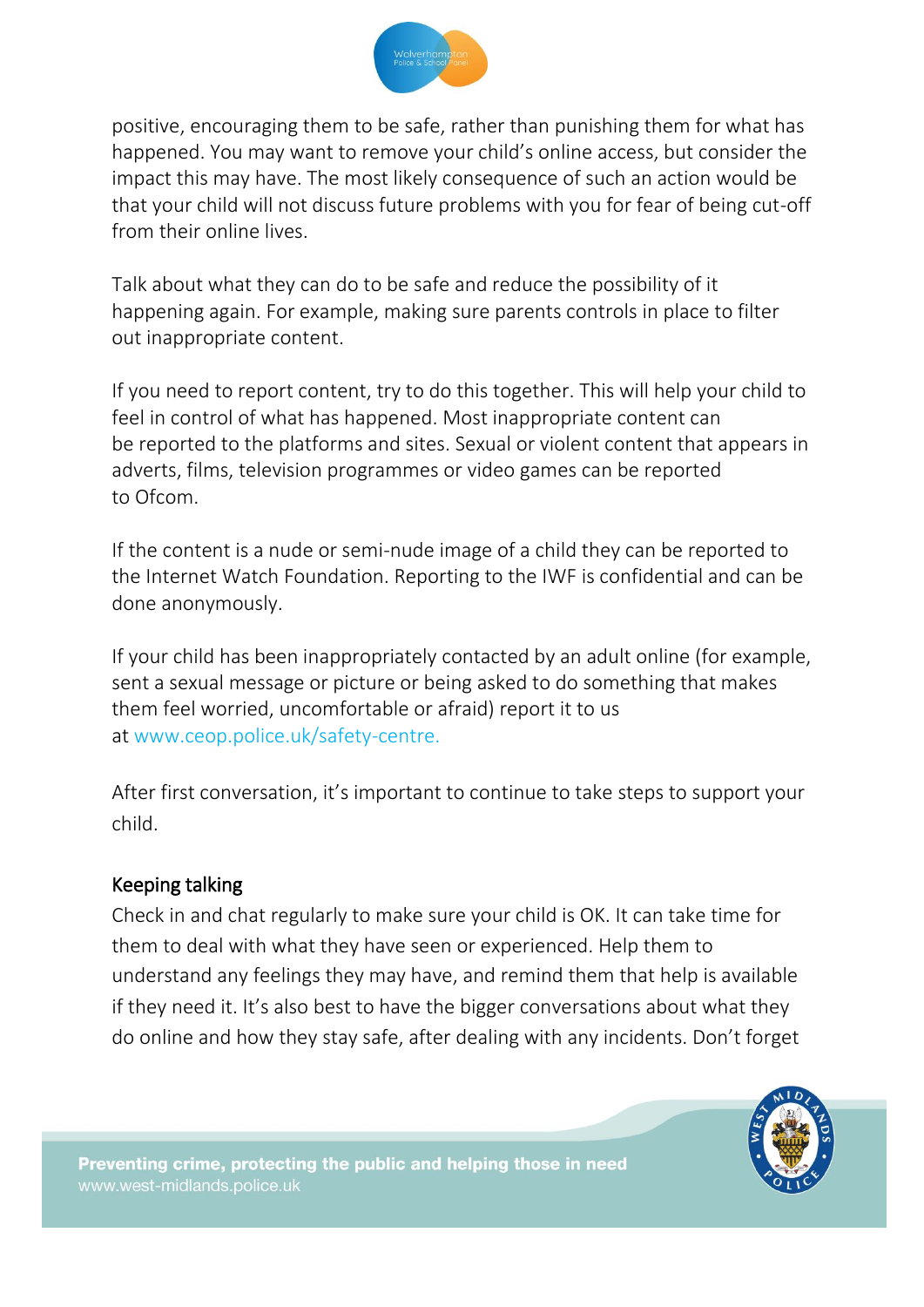positive, encouraging them to be safe, rather than punishing them for what has happened. You may want to remove your child's online access, but consider the impact this may have. The most likely consequence of such an action would be that your child will not discuss future problems with you for fear of being cut-off from their online lives.

Talk about what they can do to be safe and reduce the possibility of it happening again. For example, making sure parents controls in place to filter out inappropriate content.

If you need to report content, try to do this together. This will help your child to feel in control of what has happened. Most inappropriate content can be reported to the platforms and sites. Sexual or violent content that appears in adverts, films, television programmes or video games can be reported to Ofcom.

If the content is a nude or semi-nude image of a child they can be reported to the Internet Watch Foundation. Reporting to the IWF is confidential and can be done anonymously.

If your child has been inappropriately contacted by an adult online (for example, sent a sexual message or picture or being asked to do something that makes them feel worried, uncomfortable or afraid) report it to us at www.ceop.police.uk/safety-centre.

After first conversation, it's important to continue to take steps to support your child.

## Keeping talking

Check in and chat regularly to make sure your child is OK. It can take time for them to deal with what they have seen or experienced. Help them to understand any feelings they may have, and remind them that help is available if they need it. It's also best to have the bigger conversations about what they do online and how they stay safe, after dealing with any incidents. Don't forget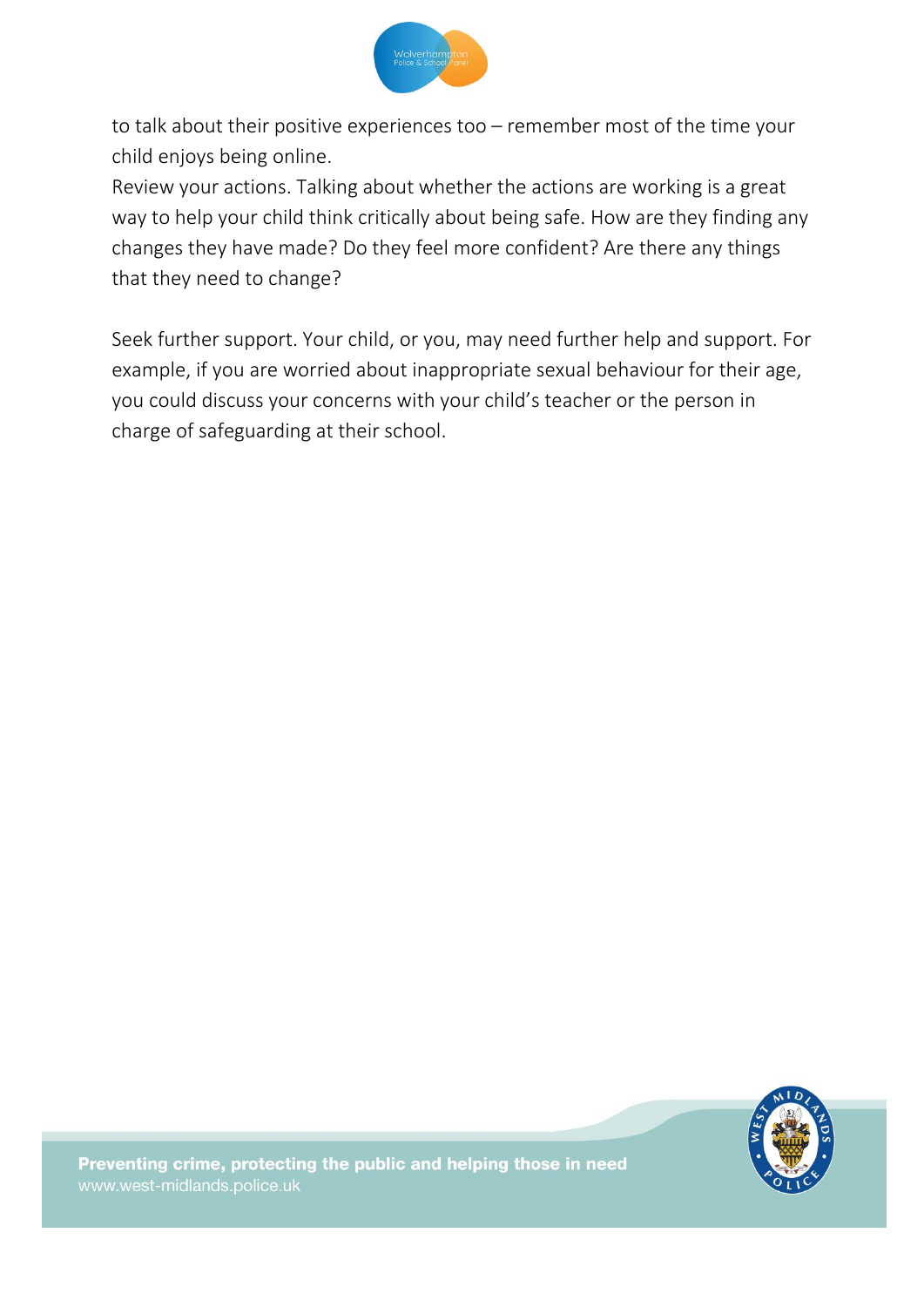to talk about their positive experiences too – remember most of the time your child enjoys being online.
Review your actions. Talking about whether the actions are working is a great way to help your child think critically about being safe. How are they finding any changes they have made? Do they feel more confident? Are there any things that they need to change?

Seek further support. Your child, or you, may need further help and support. For example, if you are worried about inappropriate sexual behaviour for their age, you could discuss your concerns with your child's teacher or the person in charge of safeguarding at their school.